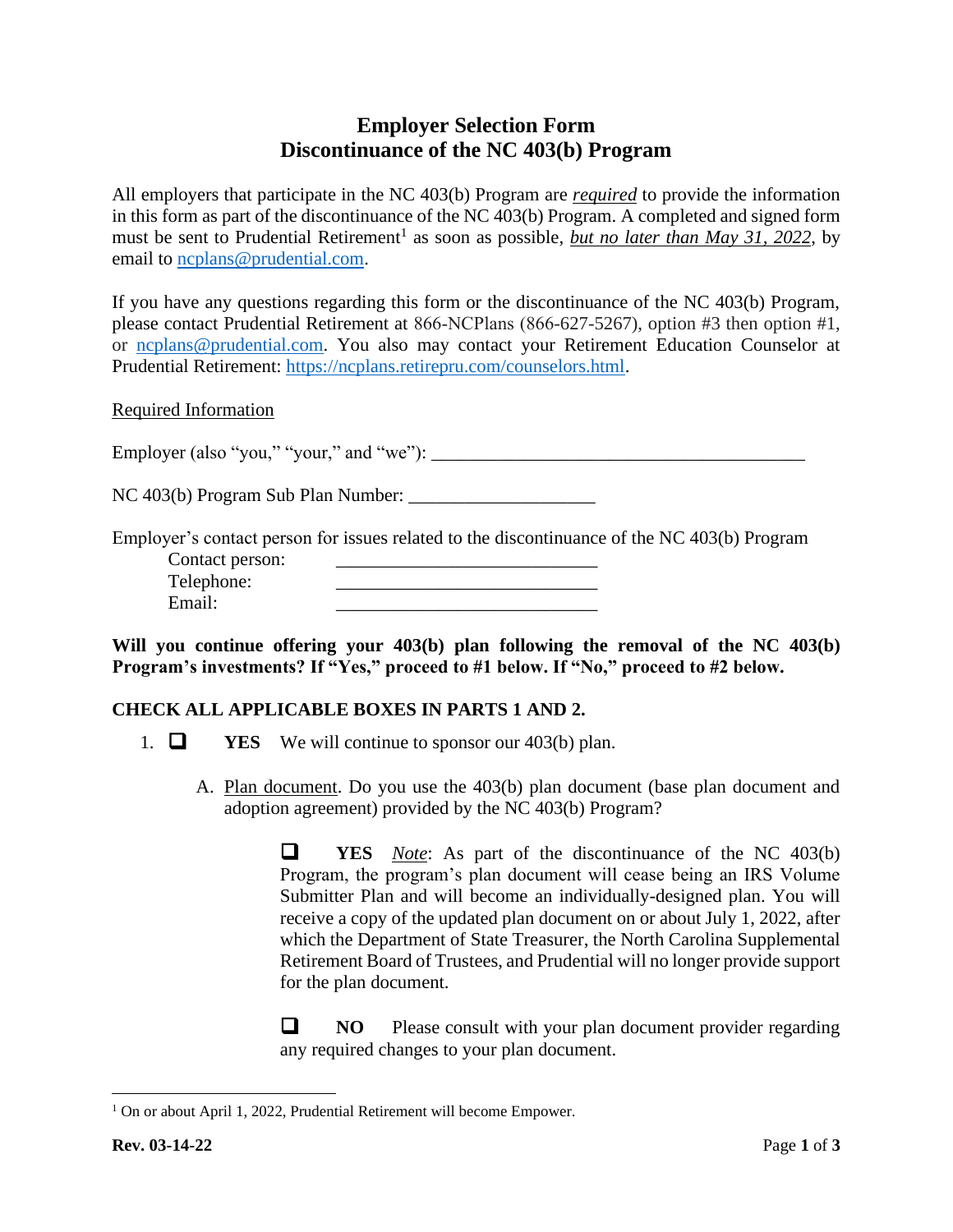# Employer Selection Form
# Discontinuance of the NC 403(b) Program

All employers that participate in the NC 403(b) Program are ***required*** to provide the information in this form as part of the discontinuance of the NC 403(b) Program. A completed and signed form must be sent to Prudential Retirement[1] as soon as possible, ***but no later than May 31, 2022***, by email to ncplans@prudential.com.

If you have any questions regarding this form or the discontinuance of the NC 403(b) Program, please contact Prudential Retirement at 866-NCPlans (866-627-5267), option #3 then option #1, or ncplans@prudential.com. You also may contact your Retirement Education Counselor at Prudential Retirement: https://ncplans.retirepru.com/counselors.html.

Required Information

Employer (also "you," "your," and "we"): ________________________________________

NC 403(b) Program Sub Plan Number: ____________________

Employer's contact person for issues related to the discontinuance of the NC 403(b) Program

Contact person: ____________________________

Telephone: ____________________________

Email: ____________________________

**Will you continue offering your 403(b) plan following the removal of the NC 403(b) Program's investments? If "Yes," proceed to #1 below. If "No," proceed to #2 below.**

**CHECK ALL APPLICABLE BOXES IN PARTS 1 AND 2.**

1. ☐ **YES** We will continue to sponsor our 403(b) plan.

   A. Plan document. Do you use the 403(b) plan document (base plan document and adoption agreement) provided by the NC 403(b) Program?

      ☐ **YES** *Note*: As part of the discontinuance of the NC 403(b) Program, the program's plan document will cease being an IRS Volume Submitter Plan and will become an individually-designed plan. You will receive a copy of the updated plan document on or about July 1, 2022, after which the Department of State Treasurer, the North Carolina Supplemental Retirement Board of Trustees, and Prudential will no longer provide support for the plan document.

      ☐ **NO** Please consult with your plan document provider regarding any required changes to your plan document.

[1] On or about April 1, 2022, Prudential Retirement will become Empower.

**Rev. 03-14-22**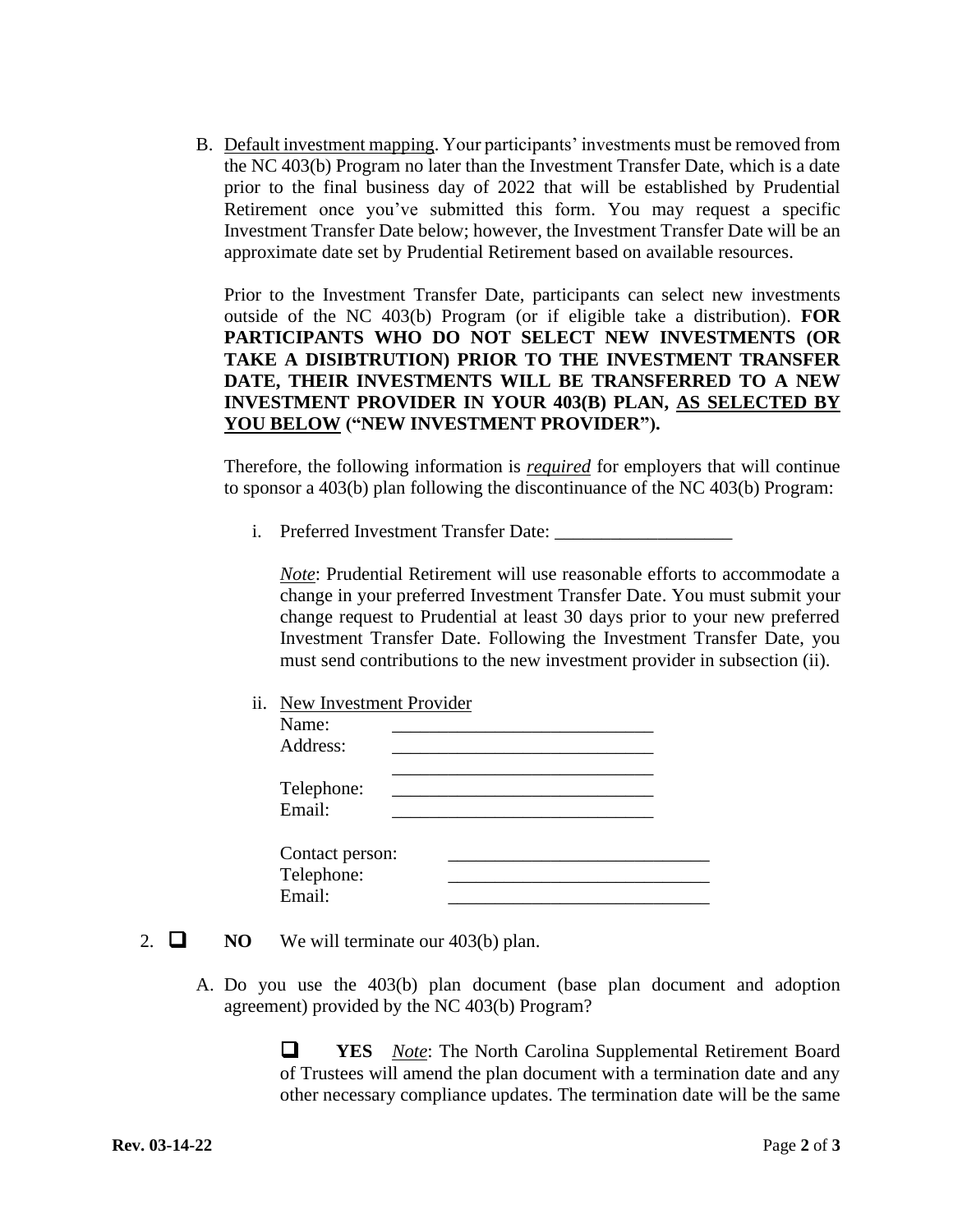B. Default investment mapping. Your participants' investments must be removed from the NC 403(b) Program no later than the Investment Transfer Date, which is a date prior to the final business day of 2022 that will be established by Prudential Retirement once you've submitted this form. You may request a specific Investment Transfer Date below; however, the Investment Transfer Date will be an approximate date set by Prudential Retirement based on available resources.

   Prior to the Investment Transfer Date, participants can select new investments outside of the NC 403(b) Program (or if eligible take a distribution). **FOR PARTICIPANTS WHO DO NOT SELECT NEW INVESTMENTS (OR TAKE A DISIBTRUTION) PRIOR TO THE INVESTMENT TRANSFER DATE, THEIR INVESTMENTS WILL BE TRANSFERRED TO A NEW INVESTMENT PROVIDER IN YOUR 403(B) PLAN, AS SELECTED BY YOU BELOW ("NEW INVESTMENT PROVIDER").**

   Therefore, the following information is ***required*** for employers that will continue to sponsor a 403(b) plan following the discontinuance of the NC 403(b) Program:

   i. Preferred Investment Transfer Date: ___________________

      *Note*: Prudential Retirement will use reasonable efforts to accommodate a change in your preferred Investment Transfer Date. You must submit your change request to Prudential at least 30 days prior to your new preferred Investment Transfer Date. Following the Investment Transfer Date, you must send contributions to the new investment provider in subsection (ii).

   ii. New Investment Provider

      Name: ____________________________
      Address: ____________________________
      ____________________________
      Telephone: ____________________________
      Email: ____________________________

      Contact person: ____________________________
      Telephone: ____________________________
      Email: ____________________________

2. ☐ **NO** We will terminate our 403(b) plan.

   A. Do you use the 403(b) plan document (base plan document and adoption agreement) provided by the NC 403(b) Program?

      ☐ **YES** *Note*: The North Carolina Supplemental Retirement Board of Trustees will amend the plan document with a termination date and any other necessary compliance updates. The termination date will be the same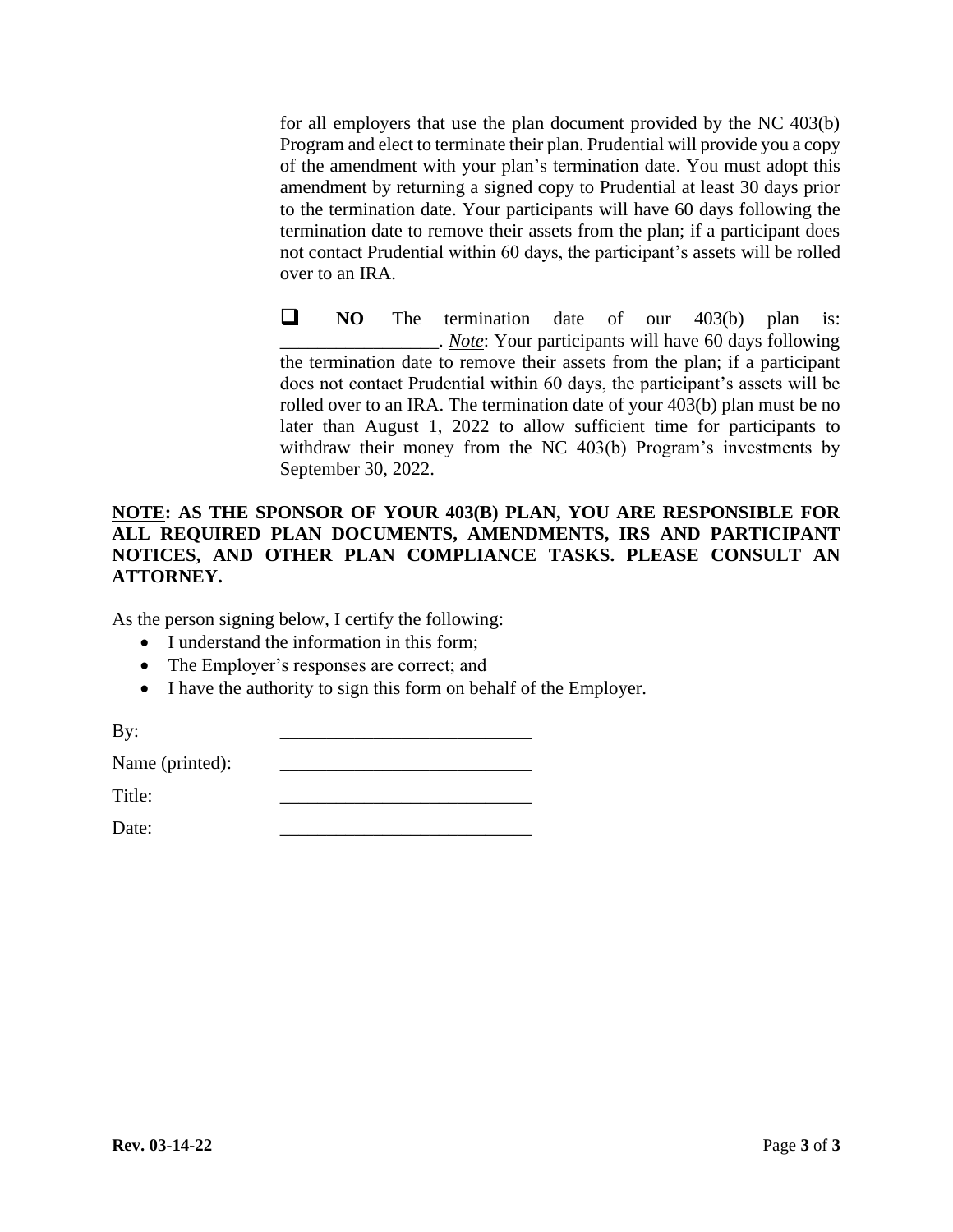for all employers that use the plan document provided by the NC 403(b) Program and elect to terminate their plan. Prudential will provide you a copy of the amendment with your plan's termination date. You must adopt this amendment by returning a signed copy to Prudential at least 30 days prior to the termination date. Your participants will have 60 days following the termination date to remove their assets from the plan; if a participant does not contact Prudential within 60 days, the participant's assets will be rolled over to an IRA.

☐ **NO** The termination date of our 403(b) plan is: _________________. ***Note***: Your participants will have 60 days following the termination date to remove their assets from the plan; if a participant does not contact Prudential within 60 days, the participant's assets will be rolled over to an IRA. The termination date of your 403(b) plan must be no later than August 1, 2022 to allow sufficient time for participants to withdraw their money from the NC 403(b) Program's investments by September 30, 2022.

**NOTE: AS THE SPONSOR OF YOUR 403(B) PLAN, YOU ARE RESPONSIBLE FOR ALL REQUIRED PLAN DOCUMENTS, AMENDMENTS, IRS AND PARTICIPANT NOTICES, AND OTHER PLAN COMPLIANCE TASKS. PLEASE CONSULT AN ATTORNEY.**

As the person signing below, I certify the following:

- I understand the information in this form;
- The Employer's responses are correct; and
- I have the authority to sign this form on behalf of the Employer.

By: ___________________________

Name (printed): ___________________________

Title: ___________________________

Date: ___________________________

**Rev. 03-14-22**